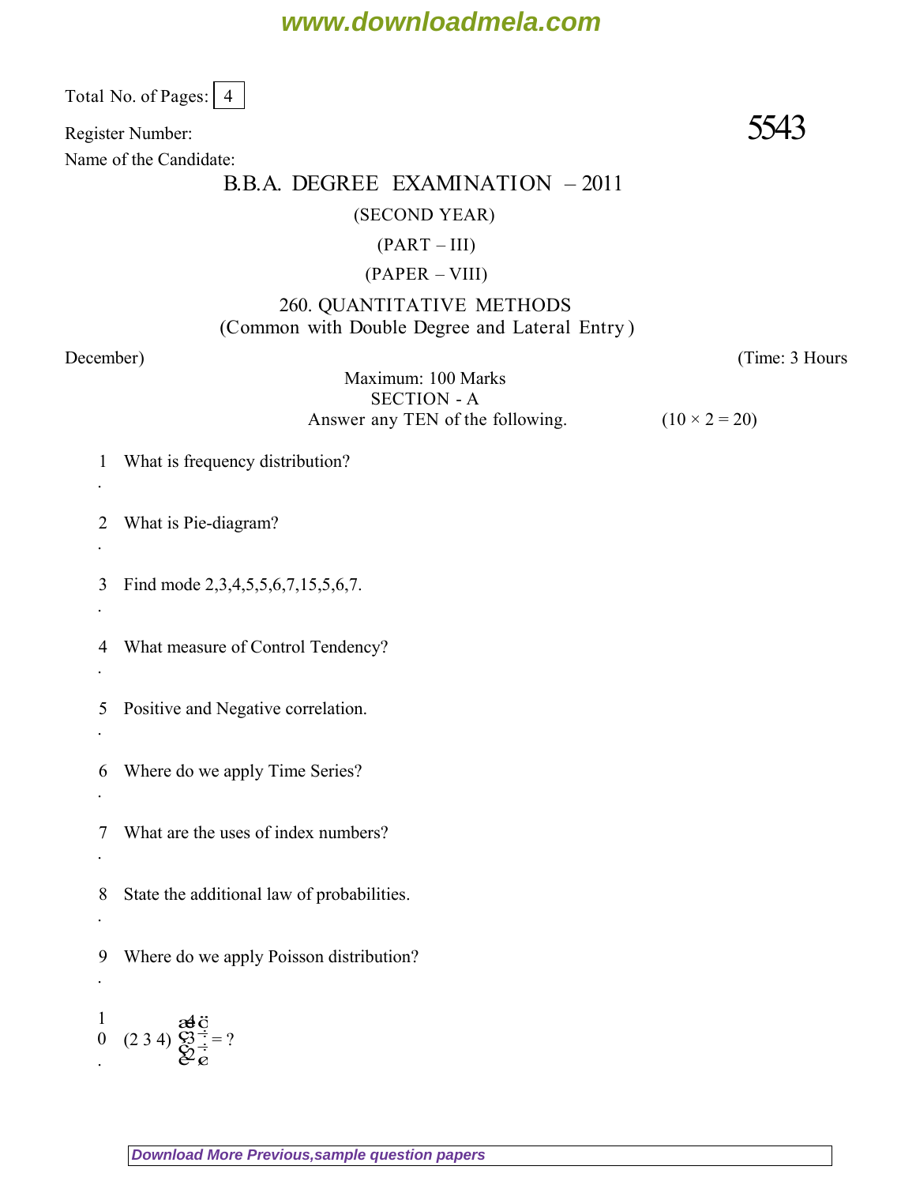Total No. of Pages: 4

Register Number: **5543**

Name of the Candidate:

# B.B.A. DEGREE EXAMINATION – 2011

(SECOND YEAR)

(PART – III)

(PAPER – VIII)

## 260. QUANTITATIVE METHODS

(Common with Double Degree and Lateral Entry)

December) (Time: 3 Hours

Maximum: 100 Marks

### SECTION - A

Answer any TEN of the following. (10 × 2 = 20)

1. What is frequency distribution?

2. What is Pie-diagram?

3. Find mode 2,3,4,5,5,6,7,15,5,6,7.

4. What measure of Control Tendency?

5. Positive and Negative correlation.

6. Where do we apply Time Series?

7. What are the uses of index numbers?

8. State the additional law of probabilities.

9. Where do we apply Poisson distribution?

10. $(2\ 3\ 4)\begin{pmatrix}4\\3\\2\end{pmatrix} = ?$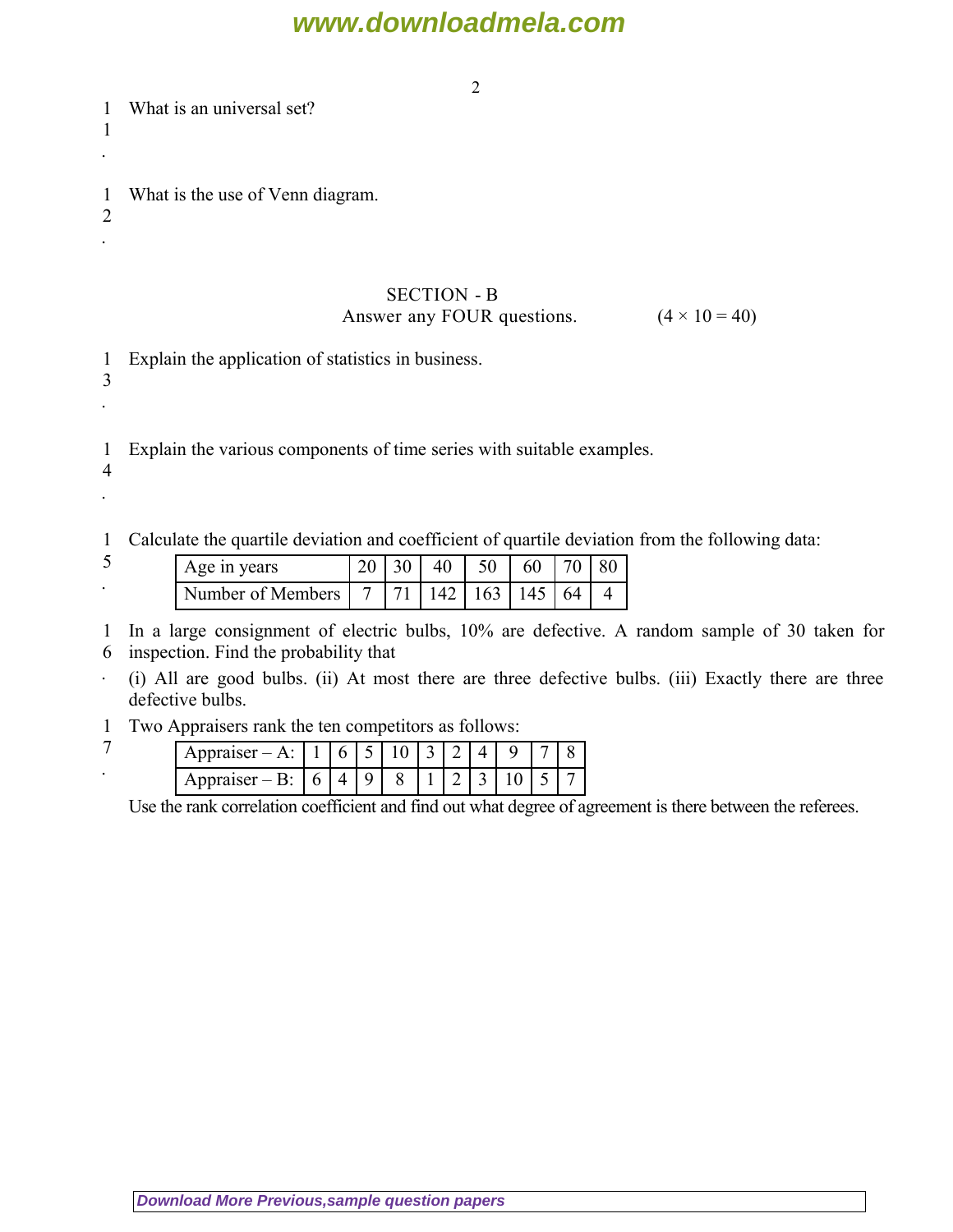11. What is an universal set?

12. What is the use of Venn diagram.

## SECTION - B

Answer any FOUR questions. (4 × 10 = 40)

13. Explain the application of statistics in business.

14. Explain the various components of time series with suitable examples.

15. Calculate the quartile deviation and coefficient of quartile deviation from the following data:

| Age in years | 20 | 30 | 40 | 50 | 60 | 70 | 80 |
|---|---|---|---|---|---|---|---|
| Number of Members | 7 | 71 | 142 | 163 | 145 | 64 | 4 |

16. In a large consignment of electric bulbs, 10% are defective. A random sample of 30 taken for inspection. Find the probability that

    (i) All are good bulbs. (ii) At most there are three defective bulbs. (iii) Exactly there are three defective bulbs.

17. Two Appraisers rank the ten competitors as follows:

| Appraiser – A: | 1 | 6 | 5 | 10 | 3 | 2 | 4 | 9 | 7 | 8 |
|---|---|---|---|---|---|---|---|---|---|---|
| Appraiser – B: | 6 | 4 | 9 | 8 | 1 | 2 | 3 | 10 | 5 | 7 |

Use the rank correlation coefficient and find out what degree of agreement is there between the referees.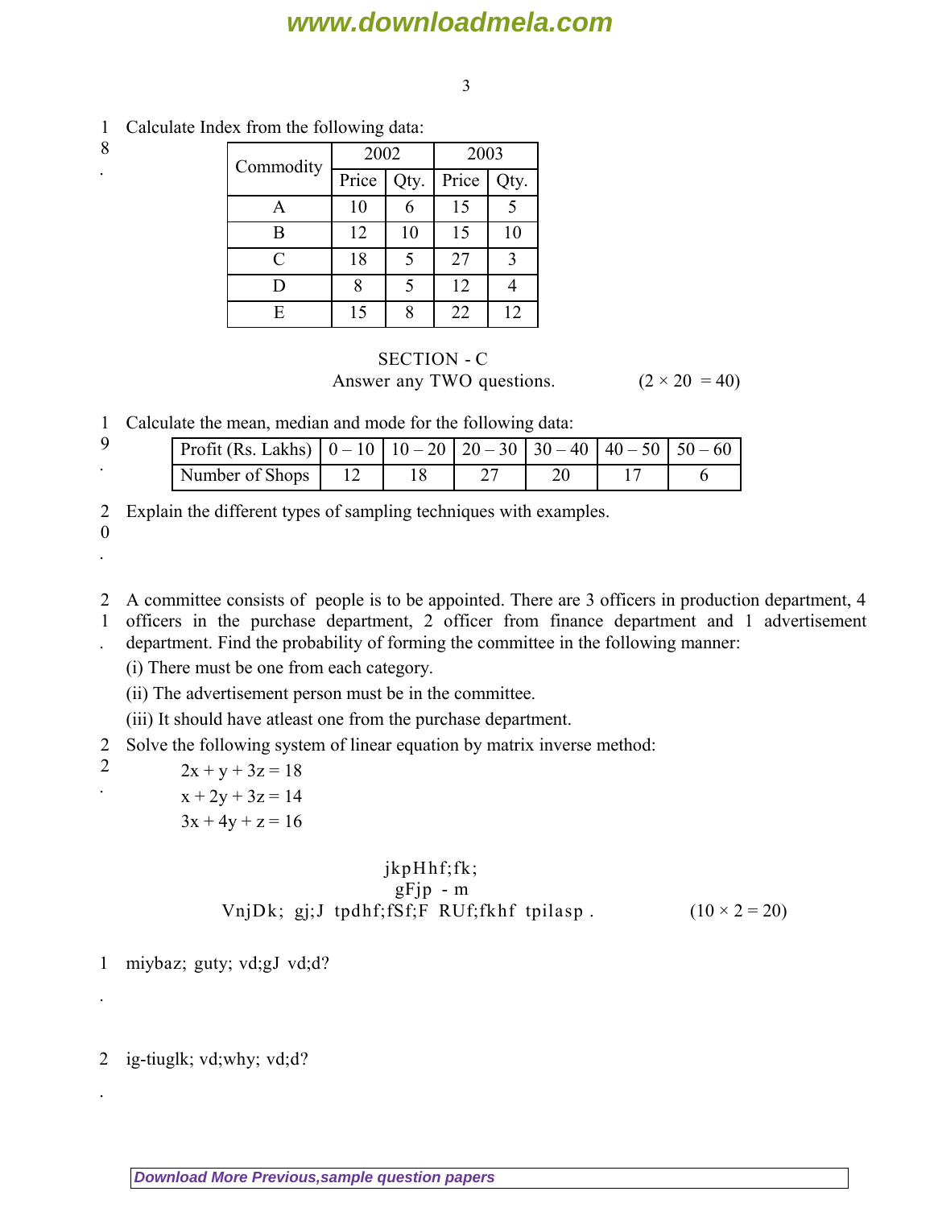18. Calculate Index from the following data:

| Commodity | 2002 | | 2003 | |
|---|---|---|---|---|
| | Price | Qty. | Price | Qty. |
| A | 10 | 6 | 15 | 5 |
| B | 12 | 10 | 15 | 10 |
| C | 18 | 5 | 27 | 3 |
| D | 8 | 5 | 12 | 4 |
| E | 15 | 8 | 22 | 12 |

## SECTION - C

Answer any TWO questions. $(2 \times 20 = 40)$

19. Calculate the mean, median and mode for the following data:

| Profit (Rs. Lakhs) | 0 – 10 | 10 – 20 | 20 – 30 | 30 – 40 | 40 – 50 | 50 – 60 |
|---|---|---|---|---|---|---|
| Number of Shops | 12 | 18 | 27 | 20 | 17 | 6 |

20. Explain the different types of sampling techniques with examples.

21. A committee consists of people is to be appointed. There are 3 officers in production department, 4 officers in the purchase department, 2 officer from finance department and 1 advertisement department. Find the probability of forming the committee in the following manner:

    (i) There must be one from each category.

    (ii) The advertisement person must be in the committee.

    (iii) It should have atleast one from the purchase department.

22. Solve the following system of linear equation by matrix inverse method:

$$2x + y + 3z = 18$$
$$x + 2y + 3z = 14$$
$$3x + 4y + z = 16$$

jkpHhf;fk;

gFjp - m

VnjDk; gj;J tpdhf;fSf;F RUf;fkhf tpilasp . $(10 \times 2 = 20)$

1. miybaz; guty; vd;gJ vd;d?

2. ig-tiuglk; vd;why; vd;d?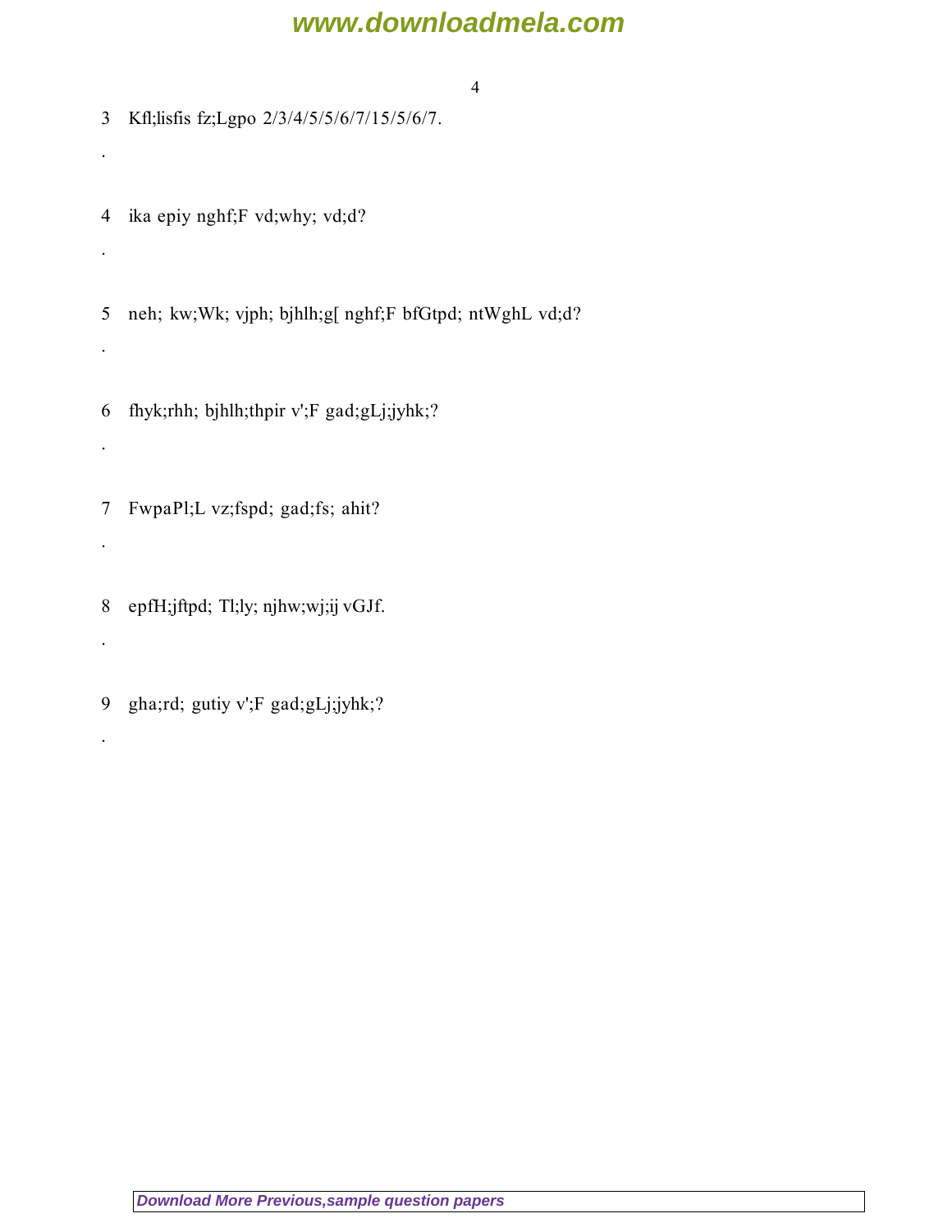3 Kfl;lisfis fz;Lgpo 2/3/4/5/5/6/7/15/5/6/7.

.

4 ika epiy nghf;F vd;why; vd;d?

.

5 neh; kw;Wk; vjph; bjhlh;g[ nghf;F bfGtpd; ntWghL vd;d?

.

6 fhyk;rhh; bjhlh;thpir v';F gad;gLj;jyhk;?

.

7 FwpaPl;L vz;fspd; gad;fs; ahit?

.

8 epfH;jftpd; Tl;ly; njhw;wj;ij vGJf.

.

9 gha;rd; gutiy v';F gad;gLj;jyhk;?

.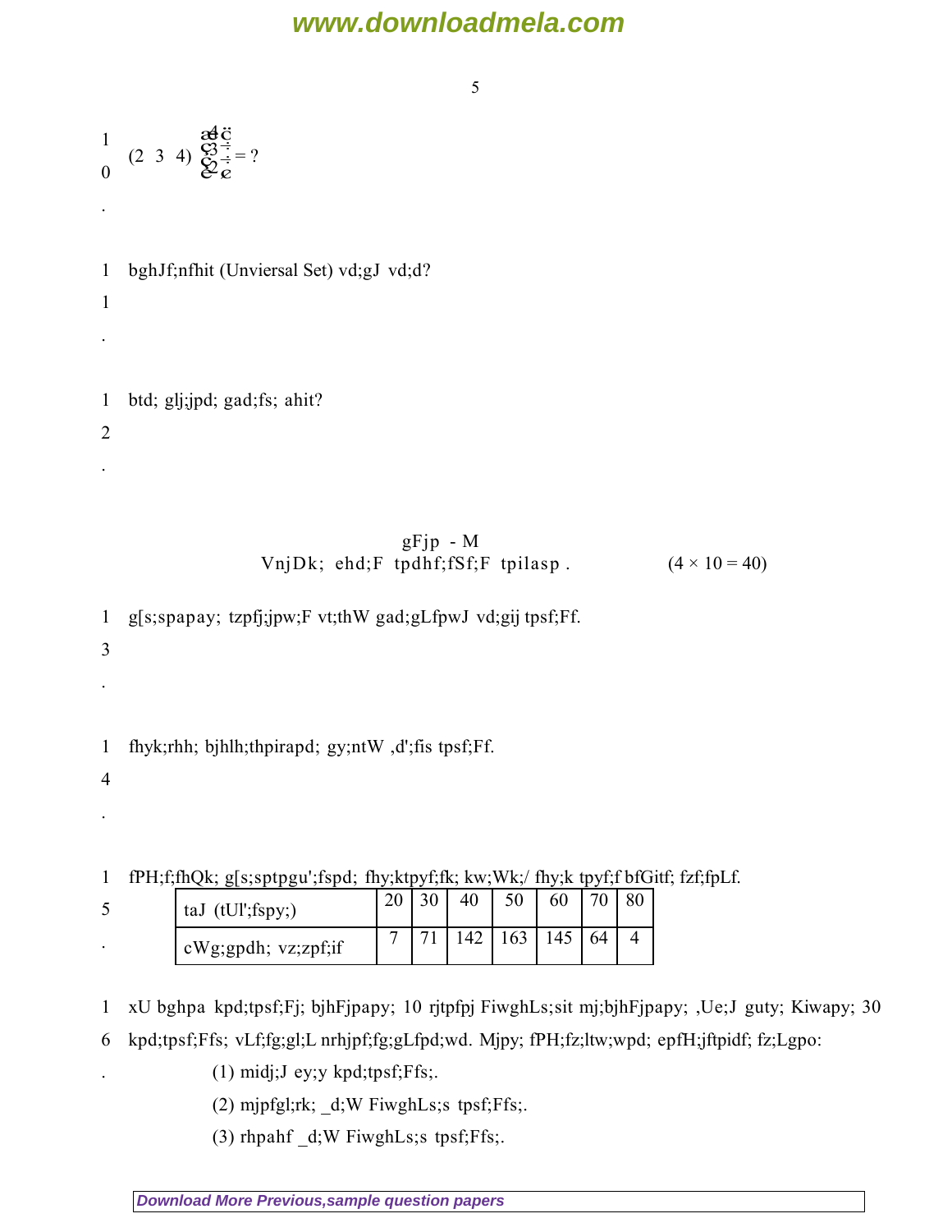10. $(2\ \ 3\ \ 4)\begin{pmatrix}4\\3\\2\end{pmatrix} = ?$

11. bghJf;nfhit (Unviersal Set) vd;gJ vd;d?

12. btd; glj;jpd; gad;fs; ahit?

## gFjp - M

VnjDk; ehd;F tpdhf;fSf;F tpilasp . (4 × 10 = 40)

13. g[s;spapay; tzpfj;jpw;F vt;thW gad;gLfpwJ vd;gij tpsf;Ff.

14. fhyk;rhh; bjhlh;thpirapd; gy;ntW ,d';fis tpsf;Ff.

15. fPH;f;fhQk; g[s;sptpgu';fspd; fhy;ktpyf;fk; kw;Wk;/ fhy;k tpyf;f bfGitf; fzf;fpLf.

| taJ (tUl';fspy;) | 20 | 30 | 40 | 50 | 60 | 70 | 80 |
|---|---|---|---|---|---|---|---|
| cWg;gpdh; vz;zpf;if | 7 | 71 | 142 | 163 | 145 | 64 | 4 |

16. xU bghpa kpd;tpsf;Fj; bjhHpw;rhiy 10 rjtpfpj FiwghLs;sit mj;bjhHpw;rhiyapy; ,Ue;J guty; Kiwapy; 30 kpd;tpsf;Ffs; vLf;fg;gl;L nrhjpf;fg;gLfpd;wd. Mjpy; fPH;fz;ltw;wpd; epfH;jftpidf; fz;Lgpo:

    (1) midj;J ey;y kpd;tpsf;Ffs;.

    (2) mjpfgl;rk; _d;W FiwghLs;s tpsf;Ffs;.

    (3) rhpahf _d;W FiwghLs;s tpsf;Ffs;.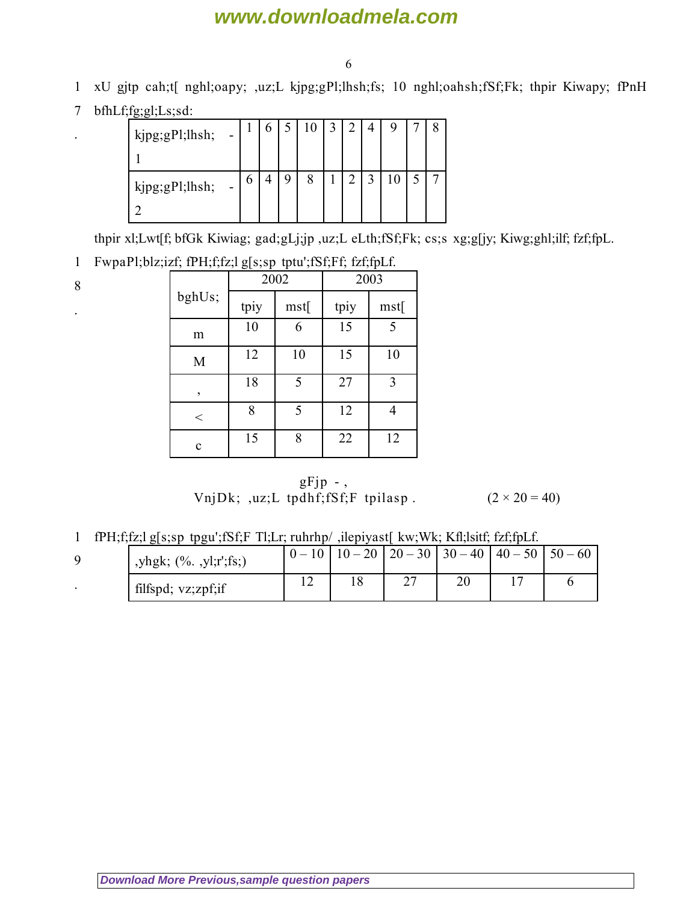17. xU gjtp cah;t[ nghl;oapy; ,uz;L kjpg;gPl;lhsh;fs; 10 nghl;oahsh;fSf;Fk; thpir Kiwapy; fPnH bfhLf;fg;gl;Ls;sd:

| kjpg;gPl;lhsh; - 1 | 1 | 6 | 5 | 10 | 3 | 2 | 4 | 9 | 7 | 8 |
|---|---|---|---|---|---|---|---|---|---|---|
| kjpg;gPl;lhsh; - 2 | 6 | 4 | 9 | 8 | 1 | 2 | 3 | 10 | 5 | 7 |

thpir xl;Lwt[f; bfGk Kiwiag; gad;gLj;jp ,uz;L eLth;fSf;Fk; cs;s xg;g[jy; Kiwg;ghl;ilf; fzf;fpL.

18. FwpaPl;blz;izf; fPH;f;fz;l g[s;sp tptu';fSf;Ff; fzf;fpLf.

| bghUs; | 2002 | | 2003 | |
|---|---|---|---|---|
| | tpiy | mst[ | tpiy | mst[ |
| m | 10 | 6 | 15 | 5 |
| M | 12 | 10 | 15 | 10 |
| , | 18 | 5 | 27 | 3 |
| < | 8 | 5 | 12 | 4 |
| c | 15 | 8 | 22 | 12 |

gFjp - ,

VnjDk; ,uz;L tpdhf;fSf;F tpilasp . $(2 \times 20 = 40)$

19. fPH;f;fz;l g[s;sp tpgu';fSf;F Tl;Lr; ruhrhp/ ,ilepiyast[ kw;Wk; Kfl;lsitf; fzf;fpLf.

| ,yhgk; (%. ,yl;r';fs;) | 0 – 10 | 10 – 20 | 20 – 30 | 30 – 40 | 40 – 50 | 50 – 60 |
|---|---|---|---|---|---|---|
| filfspd; vz;zpf;if | 12 | 18 | 27 | 20 | 17 | 6 |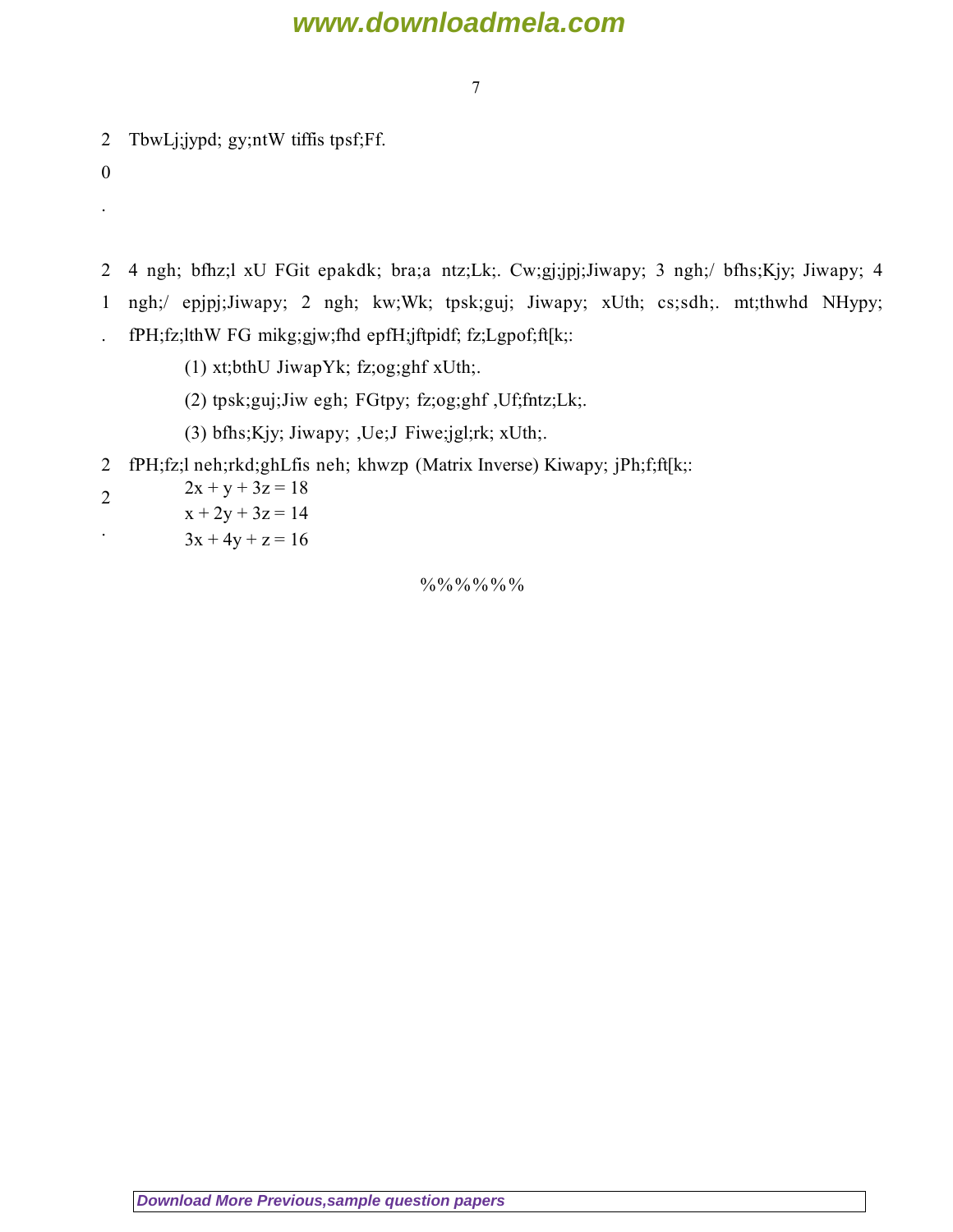20. TbwLj;jypd; gy;ntW tiffis tpsf;Ff.

21. 4 ngh; bfhz;l xU FGit epakdk; bra;a ntz;Lk;. Cw;gj;jpj;Jiwapy; 3 ngh;/ bfhs;Kjy; Jiwapy; 4 ngh;/ epjpj;Jiwapy; 2 ngh; kw;Wk; tpsk;guj; Jiwapy; xUth; cs;sdh;. mt;thwhd NHypy; fPH;fz;lthW FG mikg;gjw;fhd epfH;jftpidf; fz;Lgpof;ft[k;:

   (1) xt;bthU JiwapYk; fz;og;ghf xUth;.

   (2) tpsk;guj;Jiw egh; FGtpy; fz;og;ghf ,Uf;fntz;Lk;.

   (3) bfhs;Kjy; Jiwapy; ,Ue;J Fiwe;jgl;rk; xUth;.

22. fPH;fz;l neh;rkd;ghLfis neh; khwzp (Matrix Inverse) Kiwapy; jPh;f;f;ft[k;:

$$2x + y + 3z = 18$$

$$x + 2y + 3z = 14$$

$$3x + 4y + z = 16$$

%%%%%%